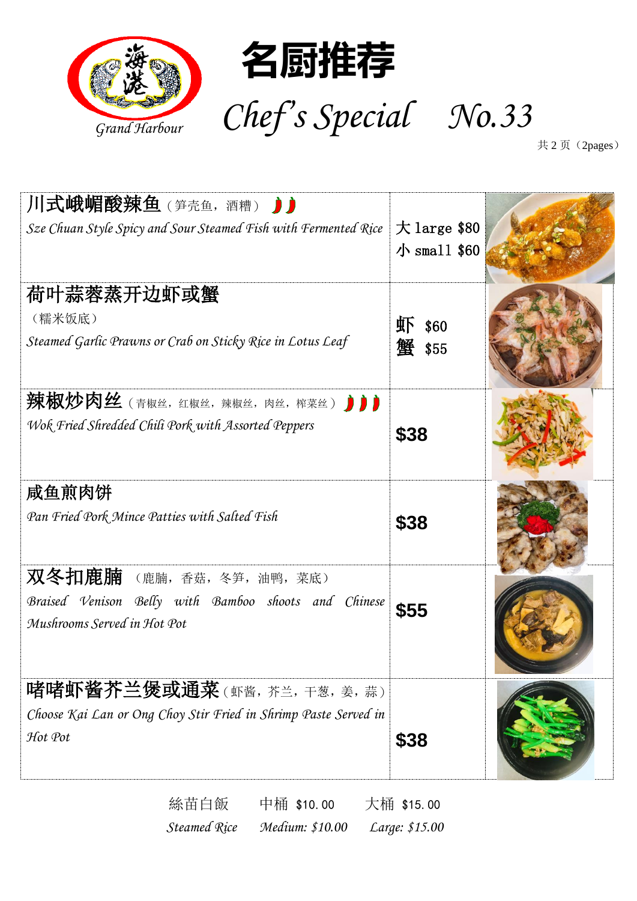海港
Grand Harbour

# 名厨推荐

## Chef's Special No.33

共 2 页（2pages）

| Dish | Price |
| --- | --- |
| **川式峨嵋酸辣鱼**（笋壳鱼，酒糟）🌶🌶<br>*Sze Chuan Style Spicy and Sour Steamed Fish with Fermented Rice* | 大 large $80<br>小 small $60 |
| **荷叶蒜蓉蒸开边虾或蟹**<br>（糯米饭底）<br>*Steamed Garlic Prawns or Crab on Sticky Rice in Lotus Leaf* | 虾 $60<br>蟹 $55 |
| **辣椒炒肉丝**（青椒丝，红椒丝，辣椒丝，肉丝，榨菜丝）🌶🌶🌶<br>*Wok Fried Shredded Chili Pork with Assorted Peppers* | $38 |
| **咸鱼煎肉饼**<br>*Pan Fried Pork Mince Patties with Salted Fish* | $38 |
| **双冬扣鹿腩**（鹿腩，香菇，冬笋，油鸭，菜底）<br>*Braised Venison Belly with Bamboo shoots and Chinese Mushrooms Served in Hot Pot* | $55 |
| **啫啫虾酱芥兰煲或通菜**（虾酱，芥兰，干葱，姜，蒜）<br>*Choose Kai Lan or Ong Choy Stir Fried in Shrimp Paste Served in Hot Pot* | $38 |

絲苗白飯　中桶 $10.00　大桶 $15.00

*Steamed Rice　Medium: $10.00　Large: $15.00*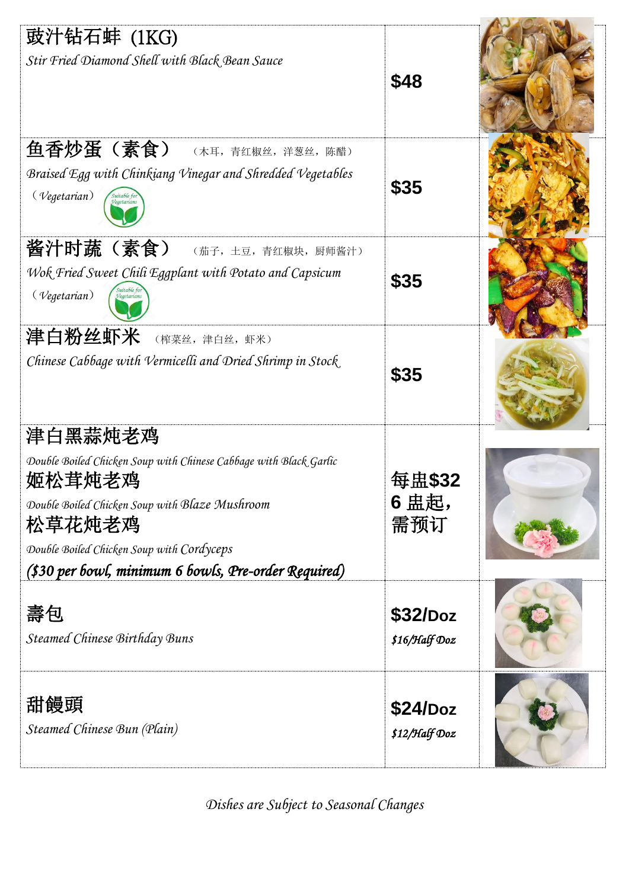| | | |
|---|---|---|
| 豉汁钻石蚌 (1KG)<br>*Stir Fried Diamond Shell with Black Bean Sauce* | **$48** | |
| 鱼香炒蛋（素食） （木耳，青红椒丝，洋葱丝，陈醋）<br>*Braised Egg with Chinkiang Vinegar and Shredded Vegetables*<br>（*Vegetarian*） Suitable for Vegetarians | **$35** | |
| 酱汁时蔬（素食） （茄子，土豆，青红椒块，厨师酱汁）<br>*Wok Fried Sweet Chili Eggplant with Potato and Capsicum*<br>（*Vegetarian*） Suitable for Vegetarians | **$35** | |
| 津白粉丝虾米 （榨菜丝，津白丝，虾米）<br>*Chinese Cabbage with Vermicelli and Dried Shrimp in Stock* | **$35** | |
| 津白黑蒜炖老鸡<br>*Double Boiled Chicken Soup with Chinese Cabbage with Black Garlic*<br>姬松茸炖老鸡<br>*Double Boiled Chicken Soup with Blaze Mushroom*<br>松草花炖老鸡<br>*Double Boiled Chicken Soup with Cordyceps*<br>***($30 per bowl, minimum 6 bowls, Pre-order Required)*** | **每盅$32 6 盅起，需预订** | |
| 壽包<br>*Steamed Chinese Birthday Buns* | **$32/Doz**<br>***$16/Half Doz*** | |
| 甜饅頭<br>*Steamed Chinese Bun (Plain)* | **$24/Doz**<br>***$12/Half Doz*** | |

*Dishes are Subject to Seasonal Changes*